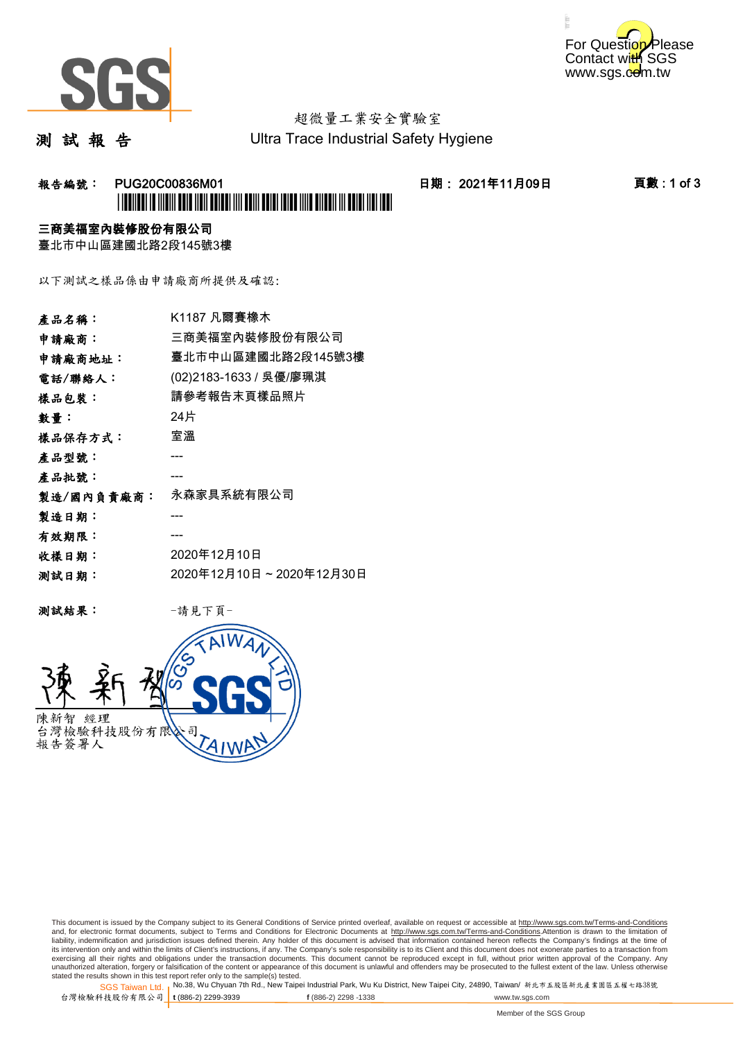For Question Please Contact with SGS
www.sgs.com.tw

超微量工業安全實驗室

# 測 試 報 告

Ultra Trace Industrial Safety Hygiene

**報告編號： PUG20C00836M01** **日期： 2021年11月09日** **頁數 : 1 of 3**

**三商美福室內裝修股份有限公司**

臺北市中山區建國北路2段145號3樓

以下測試之樣品係由申請廠商所提供及確認:

| | |
|---|---|
| **產品名稱：** | K1187 凡爾賽橡木 |
| **申請廠商：** | 三商美福室內裝修股份有限公司 |
| **申請廠商地址：** | 臺北市中山區建國北路2段145號3樓 |
| **電話/聯絡人：** | (02)2183-1633 / 吳優/廖珮淇 |
| **樣品包裝：** | 請參考報告末頁樣品照片 |
| **數量：** | 24片 |
| **樣品保存方式：** | 室溫 |
| **產品型號：** | --- |
| **產品批號：** | --- |
| **製造/國內負責廠商：** | 永森家具系統有限公司 |
| **製造日期：** | --- |
| **有效期限：** | --- |
| **收樣日期：** | 2020年12月10日 |
| **測試日期：** | 2020年12月10日 ~ 2020年12月30日 |

**測試結果：** -請見下頁-

陳新智 經理
台灣檢驗科技股份有限公司
報告簽署人

This document is issued by the Company subject to its General Conditions of Service printed overleaf, available on request or accessible at http://www.sgs.com.tw/Terms-and-Conditions and, for electronic format documents, subject to Terms and Conditions for Electronic Documents at http://www.sgs.com.tw/Terms-and-Conditions.Attention is drawn to the limitation of liability, indemnification and jurisdiction issues defined therein. Any holder of this document is advised that information contained hereon reflects the Company's findings at the time of its intervention only and within the limits of Client's instructions, if any. The Company's sole responsibility is to its Client and this document does not exonerate parties to a transaction from exercising all their rights and obligations under the transaction documents. This document cannot be reproduced except in full, without prior written approval of the Company. Any unauthorized alteration, forgery or falsification of the content or appearance of this document is unlawful and offenders may be prosecuted to the fullest extent of the law. Unless otherwise stated the results shown in this test report refer only to the sample(s) tested.

SGS Taiwan Ltd. | No.38, Wu Chyuan 7th Rd., New Taipei Industrial Park, Wu Ku District, New Taipei City, 24890, Taiwan/ 新北市五股區新北產業園區五權七路38號
台灣檢驗科技股份有限公司 | t (886-2) 2299-3939 f (886-2) 2298 -1338 www.tw.sgs.com

Member of the SGS Group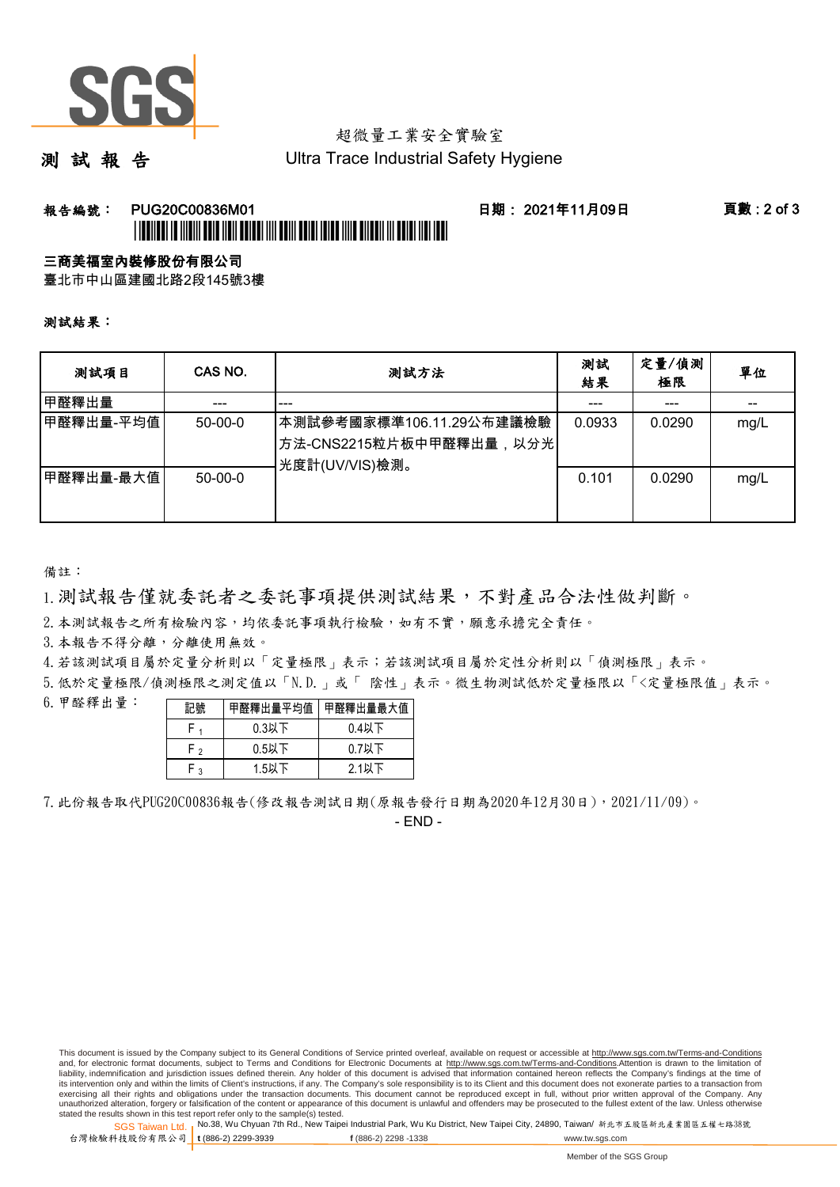超微量工業安全實驗室

Ultra Trace Industrial Safety Hygiene

# 測 試 報 告

**報告編號： PUG20C00836M01**　　**日期： 2021年11月09日**

**三商美福室內裝修股份有限公司**

臺北市中山區建國北路2段145號3樓

**測試結果：**

| 測試項目 | CAS NO. | 測試方法 | 測試結果 | 定量/偵測極限 | 單位 |
|---|---|---|---|---|---|
| 甲醛釋出量 | --- | --- | --- | --- | -- |
| 甲醛釋出量-平均值 | 50-00-0 | 本測試參考國家標準106.11.29公布建議檢驗方法-CNS2215粒片板中甲醛釋出量，以分光光度計(UV/VIS)檢測。 | 0.0933 | 0.0290 | mg/L |
| 甲醛釋出量-最大值 | 50-00-0 | | 0.101 | 0.0290 | mg/L |

備註：

1. 測試報告僅就委託者之委託事項提供測試結果，不對產品合法性做判斷。
2. 本測試報告之所有檢驗內容，均依委託事項執行檢驗，如有不實，願意承擔完全責任。
3. 本報告不得分離，分離使用無效。
4. 若該測試項目屬於定量分析則以「定量極限」表示；若該測試項目屬於定性分析則以「偵測極限」表示。
5. 低於定量極限/偵測極限之測定值以「N.D.」或「 陰性」表示。微生物測試低於定量極限以「<定量極限值」表示。
6. 甲醛釋出量：

| 記號 | 甲醛釋出量平均值 | 甲醛釋出量最大值 |
|---|---|---|
| $F_1$ | 0.3以下 | 0.4以下 |
| $F_2$ | 0.5以下 | 0.7以下 |
| $F_3$ | 1.5以下 | 2.1以下 |

7. 此份報告取代PUG20C00836報告(修改報告測試日期(原報告發行日期為2020年12月30日)，2021/11/09)。

- END -

This document is issued by the Company subject to its General Conditions of Service printed overleaf, available on request or accessible at http://www.sgs.com.tw/Terms-and-Conditions and, for electronic format documents, subject to Terms and Conditions for Electronic Documents at http://www.sgs.com.tw/Terms-and-Conditions.Attention is drawn to the limitation of liability, indemnification and jurisdiction issues defined therein. Any holder of this document is advised that information contained hereon reflects the Company's findings at the time of its intervention only and within the limits of Client's instructions, if any. The Company's sole responsibility is to its Client and this document does not exonerate parties to a transaction from exercising all their rights and obligations under the transaction documents. This document cannot be reproduced except in full, without prior written approval of the Company. Any unauthorized alteration, forgery or falsification of the content or appearance of this document is unlawful and offenders may be prosecuted to the fullest extent of the law. Unless otherwise stated the results shown in this test report refer only to the sample(s) tested.

SGS Taiwan Ltd. 台灣檢驗科技股份有限公司 | No.38, Wu Chyuan 7th Rd., New Taipei Industrial Park, Wu Ku District, New Taipei City, 24890, Taiwan/ 新北市五股區新北產業園區五權七路38號 t (886-2) 2299-3939 f (886-2) 2298 -1338 www.tw.sgs.com

Member of the SGS Group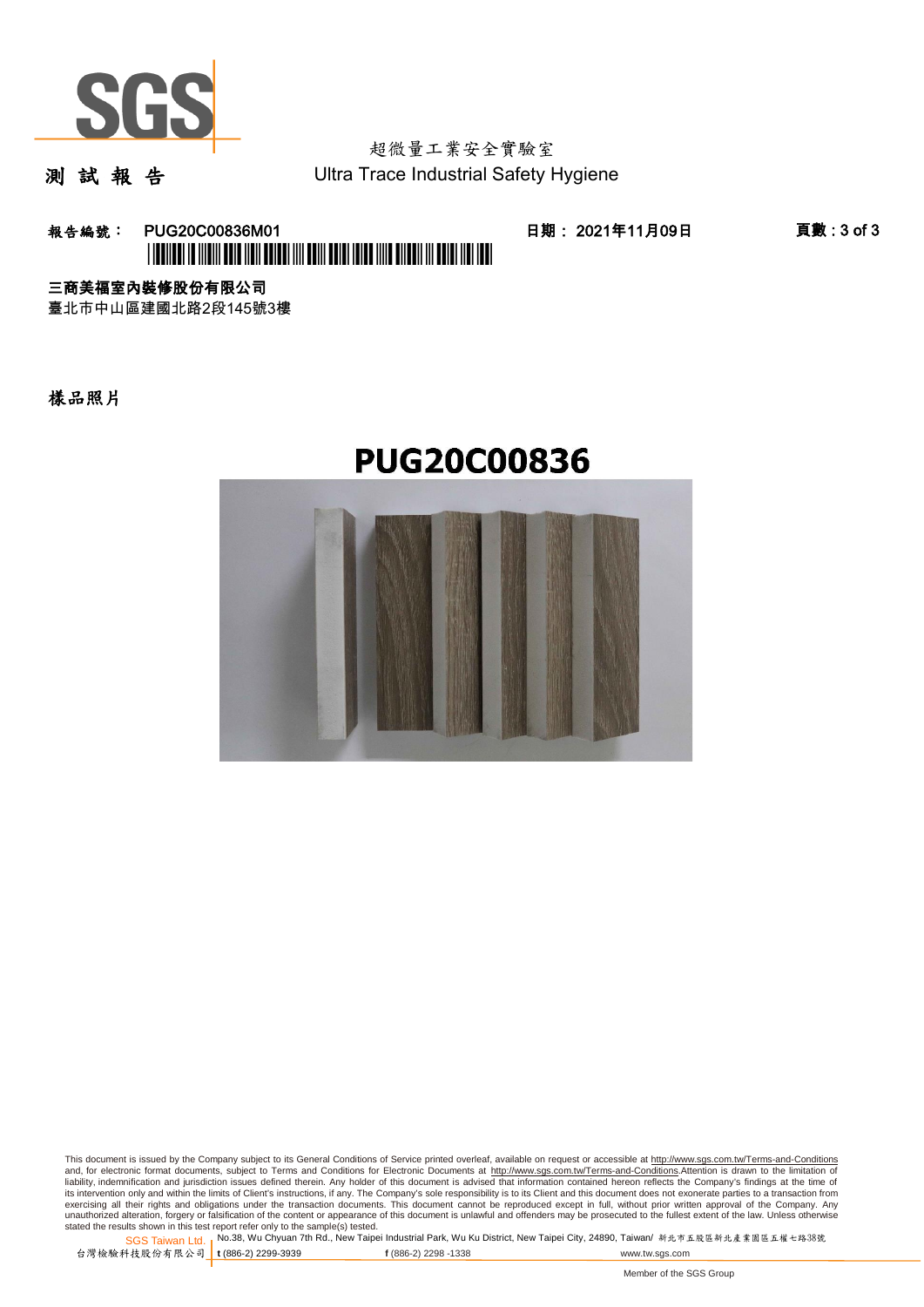超微量工業安全實驗室

# 測 試 報 告

Ultra Trace Industrial Safety Hygiene

報告編號： PUG20C00836M01　　日期： 2021年11月09日

**三商美福室內裝修股份有限公司**

臺北市中山區建國北路2段145號3樓

## 樣品照片

**PUG20C00836**

This document is issued by the Company subject to its General Conditions of Service printed overleaf, available on request or accessible at http://www.sgs.com.tw/Terms-and-Conditions and, for electronic format documents, subject to Terms and Conditions for Electronic Documents at http://www.sgs.com.tw/Terms-and-Conditions.Attention is drawn to the limitation of liability, indemnification and jurisdiction issues defined therein. Any holder of this document is advised that information contained hereon reflects the Company's findings at the time of its intervention only and within the limits of Client's instructions, if any. The Company's sole responsibility is to its Client and this document does not exonerate parties to a transaction from exercising all their rights and obligations under the transaction documents. This document cannot be reproduced except in full, without prior written approval of the Company. Any unauthorized alteration, forgery or falsification of the content or appearance of this document is unlawful and offenders may be prosecuted to the fullest extent of the law. Unless otherwise stated the results shown in this test report refer only to the sample(s) tested.

SGS Taiwan Ltd. 台灣檢驗科技股份有限公司 | No.38, Wu Chyuan 7th Rd., New Taipei Industrial Park, Wu Ku District, New Taipei City, 24890, Taiwan/ 新北市五股區新北產業園區五權七路38號 | t (886-2) 2299-3939 | f (886-2) 2298 -1338 | www.tw.sgs.com

Member of the SGS Group